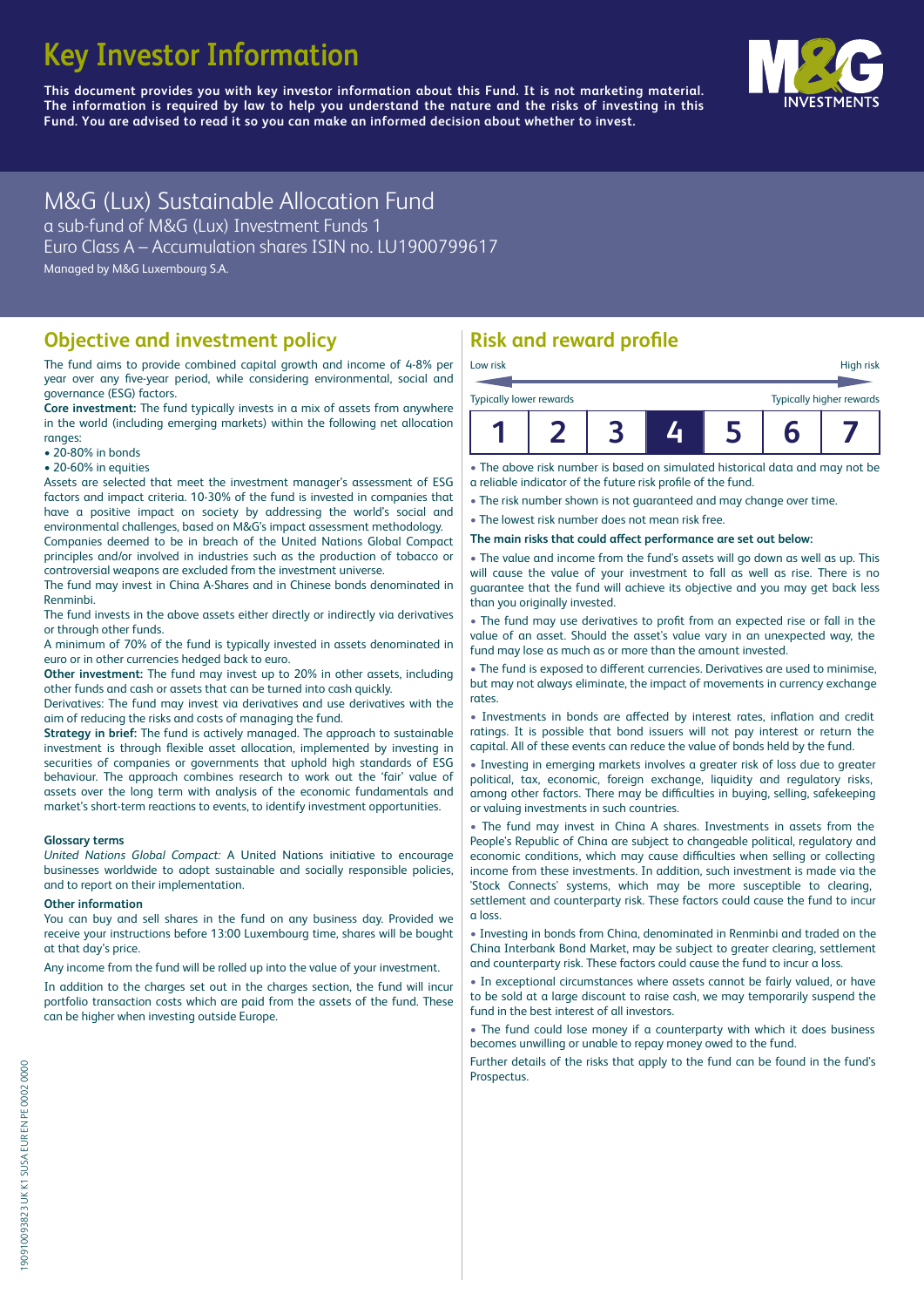# Key Investor Information

**This document provides you with key investor information about this Fund. It is not marketing material. The information is required by law to help you understand the nature and the risks of investing in this Fund. You are advised to read it so you can make an informed decision about whether to invest.**

## M&G (Lux) Sustainable Allocation Fund

a sub-fund of M&G (Lux) Investment Funds 1

Euro Class A – Accumulation shares ISIN no. LU1900799617

Managed by M&G Luxembourg S.A.

## Objective and investment policy

The fund aims to provide combined capital growth and income of 4-8% per year over any five-year period, while considering environmental, social and governance (ESG) factors.

**Core investment:** The fund typically invests in a mix of assets from anywhere in the world (including emerging markets) within the following net allocation ranges:

- 20-80% in bonds
- 20-60% in equities

Assets are selected that meet the investment manager's assessment of ESG factors and impact criteria. 10-30% of the fund is invested in companies that have a positive impact on society by addressing the world's social and environmental challenges, based on M&G's impact assessment methodology.

Companies deemed to be in breach of the United Nations Global Compact principles and/or involved in industries such as the production of tobacco or controversial weapons are excluded from the investment universe.

The fund may invest in China A-Shares and in Chinese bonds denominated in Renminbi.

The fund invests in the above assets either directly or indirectly via derivatives or through other funds.

A minimum of 70% of the fund is typically invested in assets denominated in euro or in other currencies hedged back to euro.

**Other investment:** The fund may invest up to 20% in other assets, including other funds and cash or assets that can be turned into cash quickly.

Derivatives: The fund may invest via derivatives and use derivatives with the aim of reducing the risks and costs of managing the fund.

**Strategy in brief:** The fund is actively managed. The approach to sustainable investment is through flexible asset allocation, implemented by investing in securities of companies or governments that uphold high standards of ESG behaviour. The approach combines research to work out the 'fair' value of assets over the long term with analysis of the economic fundamentals and market's short-term reactions to events, to identify investment opportunities.

**Glossary terms**

*United Nations Global Compact:* A United Nations initiative to encourage businesses worldwide to adopt sustainable and socially responsible policies, and to report on their implementation.

**Other information**

You can buy and sell shares in the fund on any business day. Provided we receive your instructions before 13:00 Luxembourg time, shares will be bought at that day's price.

Any income from the fund will be rolled up into the value of your investment.

In addition to the charges set out in the charges section, the fund will incur portfolio transaction costs which are paid from the assets of the fund. These can be higher when investing outside Europe.

## Risk and reward profile

Low risk — High risk

Typically lower rewards — Typically higher rewards

| 1 | 2 | 3 | **4** | 5 | 6 | 7 |
|---|---|---|---|---|---|---|

- The above risk number is based on simulated historical data and may not be a reliable indicator of the future risk profile of the fund.
- The risk number shown is not guaranteed and may change over time.
- The lowest risk number does not mean risk free.

**The main risks that could affect performance are set out below:**

- The value and income from the fund's assets will go down as well as up. This will cause the value of your investment to fall as well as rise. There is no guarantee that the fund will achieve its objective and you may get back less than you originally invested.
- The fund may use derivatives to profit from an expected rise or fall in the value of an asset. Should the asset's value vary in an unexpected way, the fund may lose as much as or more than the amount invested.
- The fund is exposed to different currencies. Derivatives are used to minimise, but may not always eliminate, the impact of movements in currency exchange rates.
- Investments in bonds are affected by interest rates, inflation and credit ratings. It is possible that bond issuers will not pay interest or return the capital. All of these events can reduce the value of bonds held by the fund.
- Investing in emerging markets involves a greater risk of loss due to greater political, tax, economic, foreign exchange, liquidity and regulatory risks, among other factors. There may be difficulties in buying, selling, safekeeping or valuing investments in such countries.
- The fund may invest in China A shares. Investments in assets from the People's Republic of China are subject to changeable political, regulatory and economic conditions, which may cause difficulties when selling or collecting income from these investments. In addition, such investment is made via the 'Stock Connects' systems, which may be more susceptible to clearing, settlement and counterparty risk. These factors could cause the fund to incur a loss.
- Investing in bonds from China, denominated in Renminbi and traded on the China Interbank Bond Market, may be subject to greater clearing, settlement and counterparty risk. These factors could cause the fund to incur a loss.
- In exceptional circumstances where assets cannot be fairly valued, or have to be sold at a large discount to raise cash, we may temporarily suspend the fund in the best interest of all investors.
- The fund could lose money if a counterparty with which it does business becomes unwilling or unable to repay money owed to the fund.

Further details of the risks that apply to the fund can be found in the fund's Prospectus.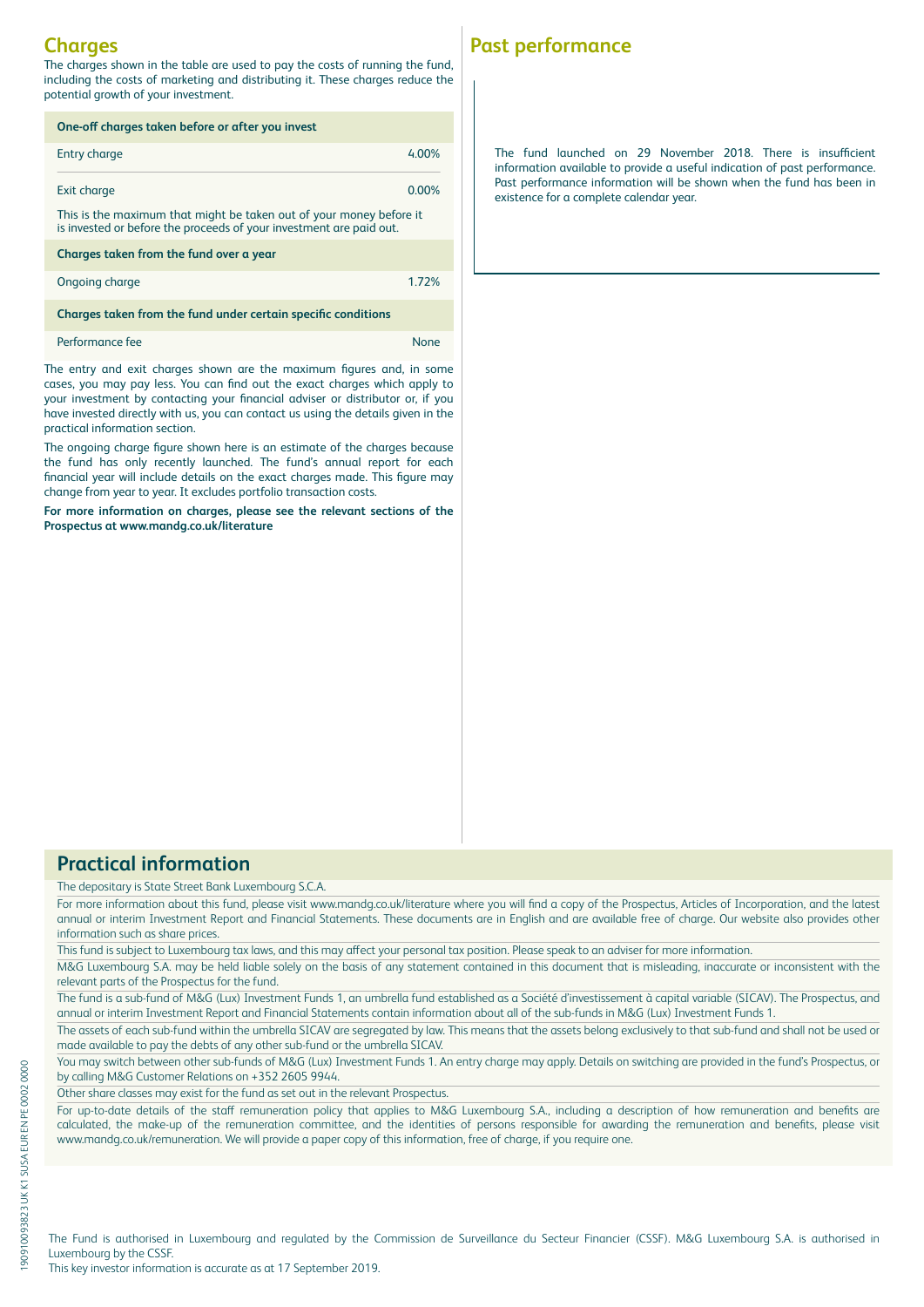## Charges

The charges shown in the table are used to pay the costs of running the fund, including the costs of marketing and distributing it. These charges reduce the potential growth of your investment.

| One-off charges taken before or after you invest | |
|---|---|
| Entry charge | 4.00% |
| Exit charge | 0.00% |
| This is the maximum that might be taken out of your money before it is invested or before the proceeds of your investment are paid out. | |
| **Charges taken from the fund over a year** | |
| Ongoing charge | 1.72% |
| **Charges taken from the fund under certain specific conditions** | |
| Performance fee | None |

The entry and exit charges shown are the maximum figures and, in some cases, you may pay less. You can find out the exact charges which apply to your investment by contacting your financial adviser or distributor or, if you have invested directly with us, you can contact us using the details given in the practical information section.

The ongoing charge figure shown here is an estimate of the charges because the fund has only recently launched. The fund's annual report for each financial year will include details on the exact charges made. This figure may change from year to year. It excludes portfolio transaction costs.

**For more information on charges, please see the relevant sections of the Prospectus at www.mandg.co.uk/literature**

## Past performance

The fund launched on 29 November 2018. There is insufficient information available to provide a useful indication of past performance. Past performance information will be shown when the fund has been in existence for a complete calendar year.

## Practical information

The depositary is State Street Bank Luxembourg S.C.A.

For more information about this fund, please visit www.mandg.co.uk/literature where you will find a copy of the Prospectus, Articles of Incorporation, and the latest annual or interim Investment Report and Financial Statements. These documents are in English and are available free of charge. Our website also provides other information such as share prices.

This fund is subject to Luxembourg tax laws, and this may affect your personal tax position. Please speak to an adviser for more information.

M&G Luxembourg S.A. may be held liable solely on the basis of any statement contained in this document that is misleading, inaccurate or inconsistent with the relevant parts of the Prospectus for the fund.

The fund is a sub-fund of M&G (Lux) Investment Funds 1, an umbrella fund established as a Société d'investissement à capital variable (SICAV). The Prospectus, and annual or interim Investment Report and Financial Statements contain information about all of the sub-funds in M&G (Lux) Investment Funds 1.

The assets of each sub-fund within the umbrella SICAV are segregated by law. This means that the assets belong exclusively to that sub-fund and shall not be used or made available to pay the debts of any other sub-fund or the umbrella SICAV.

You may switch between other sub-funds of M&G (Lux) Investment Funds 1. An entry charge may apply. Details on switching are provided in the fund's Prospectus, or by calling M&G Customer Relations on +352 2605 9944.

Other share classes may exist for the fund as set out in the relevant Prospectus.

For up-to-date details of the staff remuneration policy that applies to M&G Luxembourg S.A., including a description of how remuneration and benefits are calculated, the make-up of the remuneration committee, and the identities of persons responsible for awarding the remuneration and benefits, please visit www.mandg.co.uk/remuneration. We will provide a paper copy of this information, free of charge, if you require one.

The Fund is authorised in Luxembourg and regulated by the Commission de Surveillance du Secteur Financier (CSSF). M&G Luxembourg S.A. is authorised in Luxembourg by the CSSF.
This key investor information is accurate as at 17 September 2019.

190910093823 UK K1 SUSA EUR EN PE 0002 0000